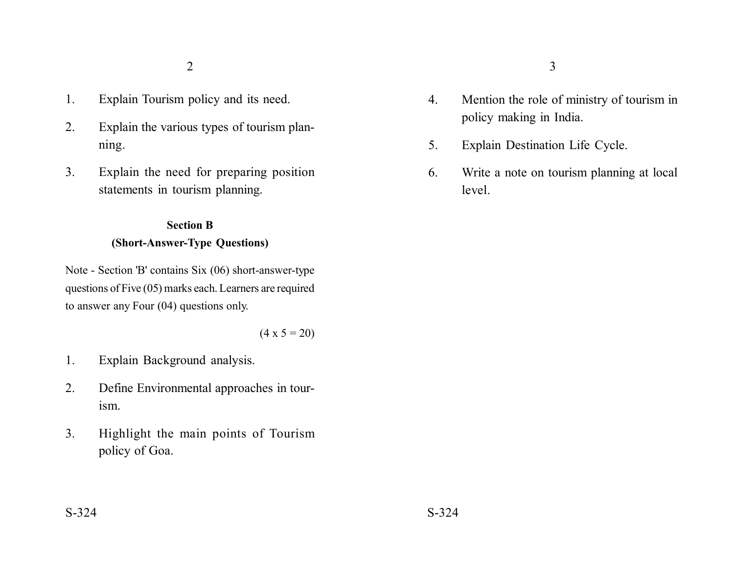1. Explain Tourism policy and its need.
2. Explain the various types of tourism planning.
3. Explain the need for preparing position statements in tourism planning.

### Section B
### (Short-Answer-Type Questions)

Note - Section 'B' contains Six (06) short-answer-type questions of Five (05) marks each. Learners are required to answer any Four (04) questions only.

(4 x 5 = 20)

1. Explain Background analysis.
2. Define Environmental approaches in tourism.
3. Highlight the main points of Tourism policy of Goa.
4. Mention the role of ministry of tourism in policy making in India.
5. Explain Destination Life Cycle.
6. Write a note on tourism planning at local level.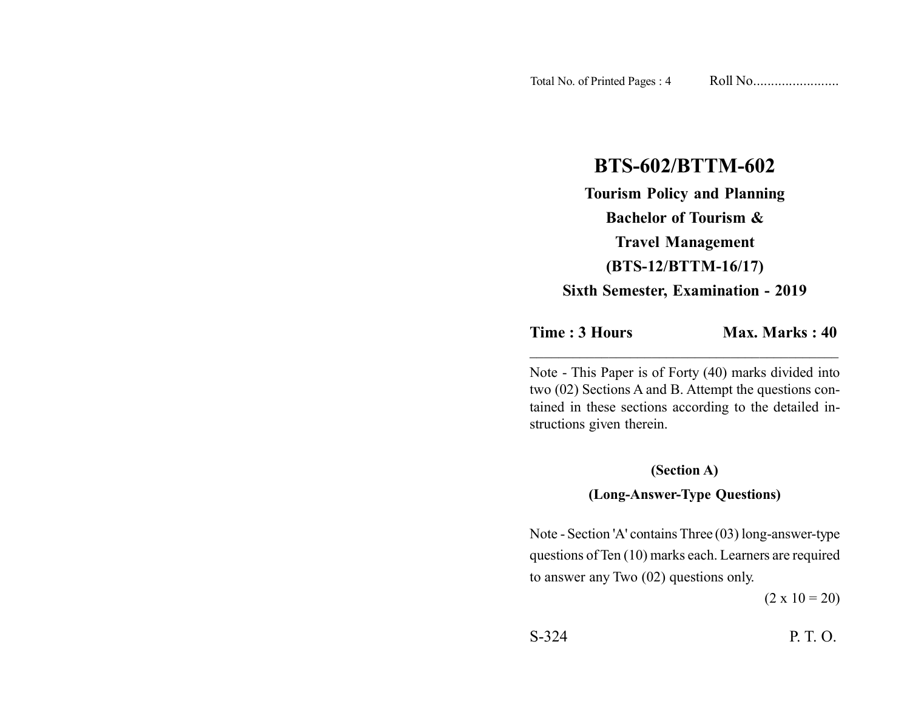Total No. of Printed Pages : 4 Roll No.......................

# BTS-602/BTTM-602

**Tourism Policy and Planning**

**Bachelor of Tourism &**

**Travel Management**

**(BTS-12/BTTM-16/17)**

**Sixth Semester, Examination - 2019**

**Time : 3 Hours** **Max. Marks : 40**

---

Note - This Paper is of Forty (40) marks divided into two (02) Sections A and B. Attempt the questions contained in these sections according to the detailed instructions given therein.

## (Section A)

## (Long-Answer-Type Questions)

Note - Section 'A' contains Three (03) long-answer-type questions of Ten (10) marks each. Learners are required to answer any Two (02) questions only.

(2 x 10 = 20)

S-324 P. T. O.